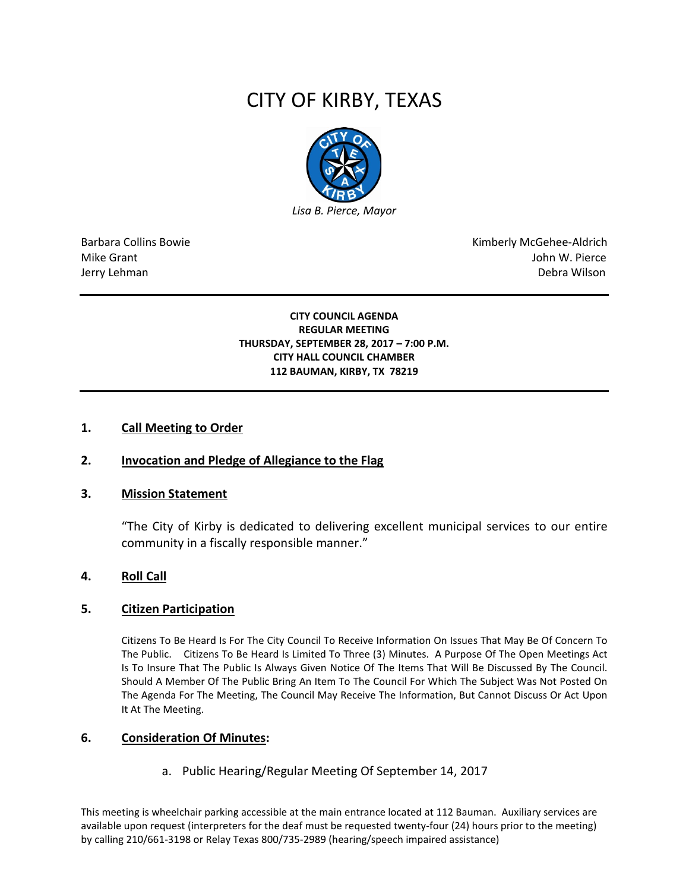# CITY OF KIRBY, TEXAS

*Lisa B. Pierce, Mayor*

Barbara Collins Bowie
Mike Grant
Jerry Lehman

Kimberly McGehee-Aldrich
John W. Pierce
Debra Wilson

---

**CITY COUNCIL AGENDA**
**REGULAR MEETING**
**THURSDAY, SEPTEMBER 28, 2017 – 7:00 P.M.**
**CITY HALL COUNCIL CHAMBER**
**112 BAUMAN, KIRBY, TX 78219**

---

## 1. Call Meeting to Order

## 2. Invocation and Pledge of Allegiance to the Flag

## 3. Mission Statement

"The City of Kirby is dedicated to delivering excellent municipal services to our entire community in a fiscally responsible manner."

## 4. Roll Call

## 5. Citizen Participation

Citizens To Be Heard Is For The City Council To Receive Information On Issues That May Be Of Concern To The Public. Citizens To Be Heard Is Limited To Three (3) Minutes. A Purpose Of The Open Meetings Act Is To Insure That The Public Is Always Given Notice Of The Items That Will Be Discussed By The Council. Should A Member Of The Public Bring An Item To The Council For Which The Subject Was Not Posted On The Agenda For The Meeting, The Council May Receive The Information, But Cannot Discuss Or Act Upon It At The Meeting.

## 6. Consideration Of Minutes:

a. Public Hearing/Regular Meeting Of September 14, 2017

This meeting is wheelchair parking accessible at the main entrance located at 112 Bauman. Auxiliary services are available upon request (interpreters for the deaf must be requested twenty-four (24) hours prior to the meeting) by calling 210/661-3198 or Relay Texas 800/735-2989 (hearing/speech impaired assistance)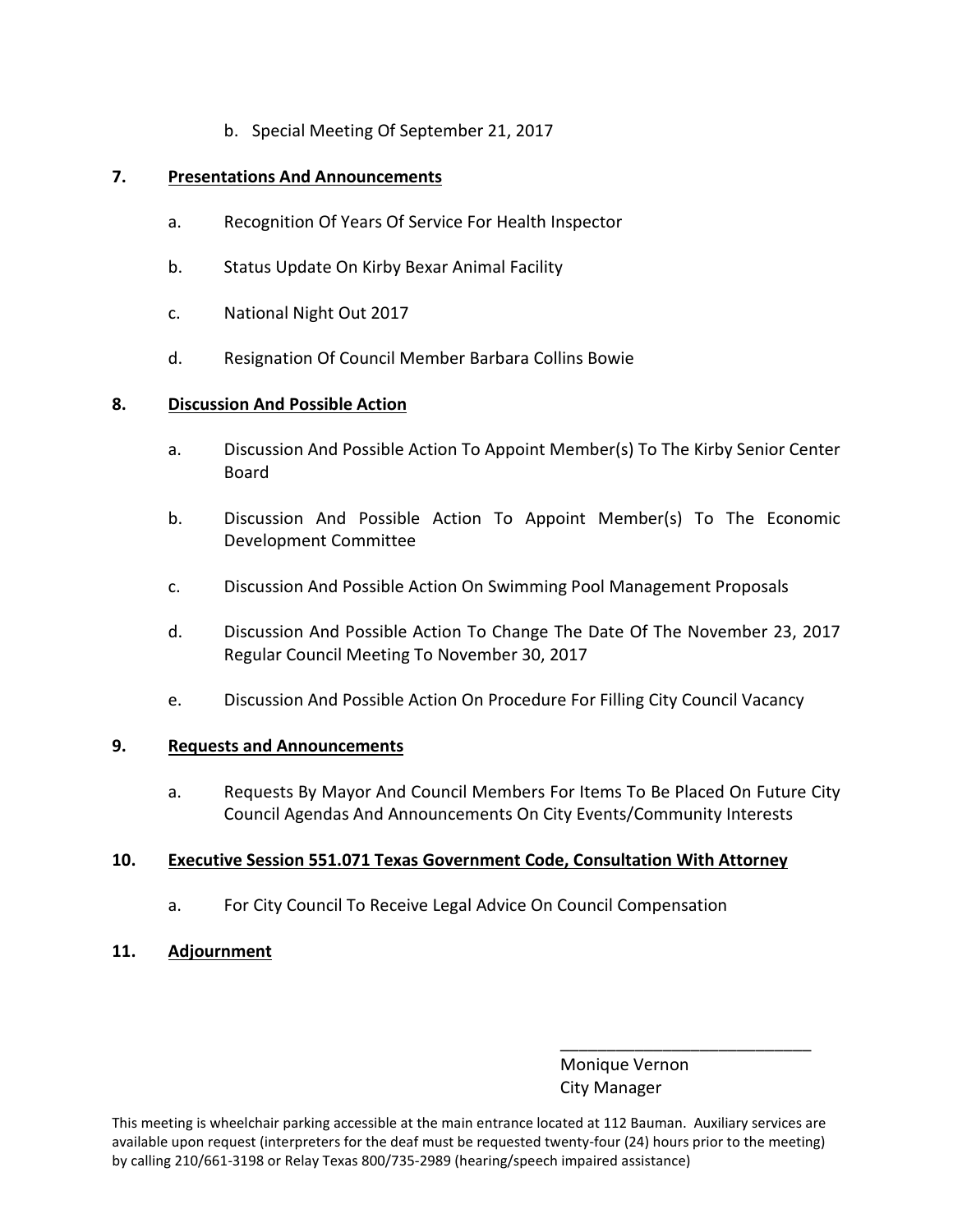b. Special Meeting Of September 21, 2017

**7. <u>Presentations And Announcements</u>**

a. Recognition Of Years Of Service For Health Inspector

b. Status Update On Kirby Bexar Animal Facility

c. National Night Out 2017

d. Resignation Of Council Member Barbara Collins Bowie

**8. <u>Discussion And Possible Action</u>**

a. Discussion And Possible Action To Appoint Member(s) To The Kirby Senior Center Board

b. Discussion And Possible Action To Appoint Member(s) To The Economic Development Committee

c. Discussion And Possible Action On Swimming Pool Management Proposals

d. Discussion And Possible Action To Change The Date Of The November 23, 2017 Regular Council Meeting To November 30, 2017

e. Discussion And Possible Action On Procedure For Filling City Council Vacancy

**9. <u>Requests and Announcements</u>**

a. Requests By Mayor And Council Members For Items To Be Placed On Future City Council Agendas And Announcements On City Events/Community Interests

**10. <u>Executive Session 551.071 Texas Government Code, Consultation With Attorney</u>**

a. For City Council To Receive Legal Advice On Council Compensation

**11. <u>Adjournment</u>**

\_\_\_\_\_\_\_\_\_\_\_\_\_\_\_\_\_\_\_\_\_\_\_\_\_\_\_\_

Monique Vernon
City Manager

This meeting is wheelchair parking accessible at the main entrance located at 112 Bauman. Auxiliary services are available upon request (interpreters for the deaf must be requested twenty-four (24) hours prior to the meeting) by calling 210/661-3198 or Relay Texas 800/735-2989 (hearing/speech impaired assistance)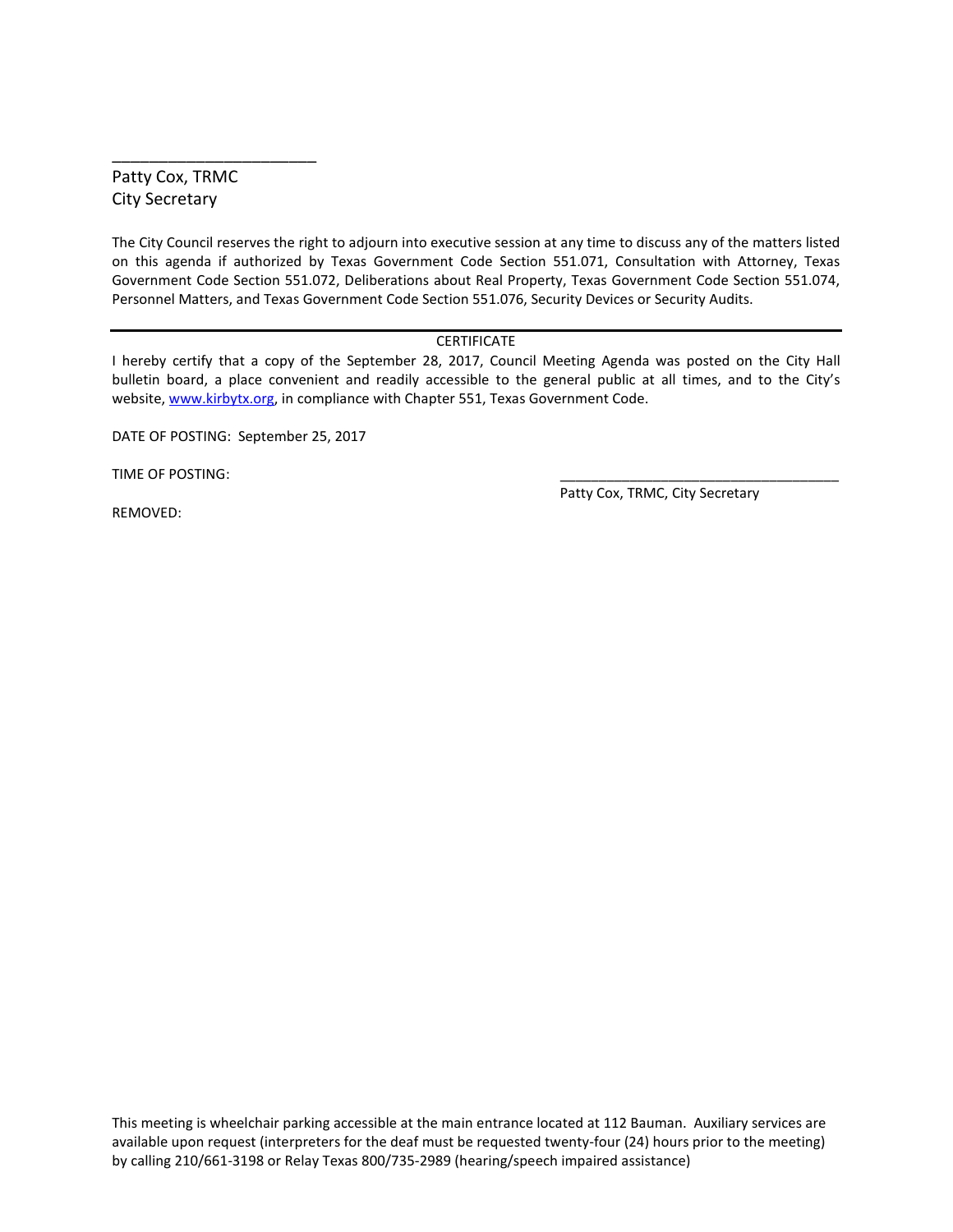________________________

Patty Cox, TRMC
City Secretary

The City Council reserves the right to adjourn into executive session at any time to discuss any of the matters listed on this agenda if authorized by Texas Government Code Section 551.071, Consultation with Attorney, Texas Government Code Section 551.072, Deliberations about Real Property, Texas Government Code Section 551.074, Personnel Matters, and Texas Government Code Section 551.076, Security Devices or Security Audits.

---

CERTIFICATE

I hereby certify that a copy of the September 28, 2017, Council Meeting Agenda was posted on the City Hall bulletin board, a place convenient and readily accessible to the general public at all times, and to the City's website, [www.kirbytx.org](http://www.kirbytx.org), in compliance with Chapter 551, Texas Government Code.

DATE OF POSTING: September 25, 2017

TIME OF POSTING:

____________________________________

Patty Cox, TRMC, City Secretary

REMOVED:

This meeting is wheelchair parking accessible at the main entrance located at 112 Bauman. Auxiliary services are available upon request (interpreters for the deaf must be requested twenty-four (24) hours prior to the meeting) by calling 210/661-3198 or Relay Texas 800/735-2989 (hearing/speech impaired assistance)